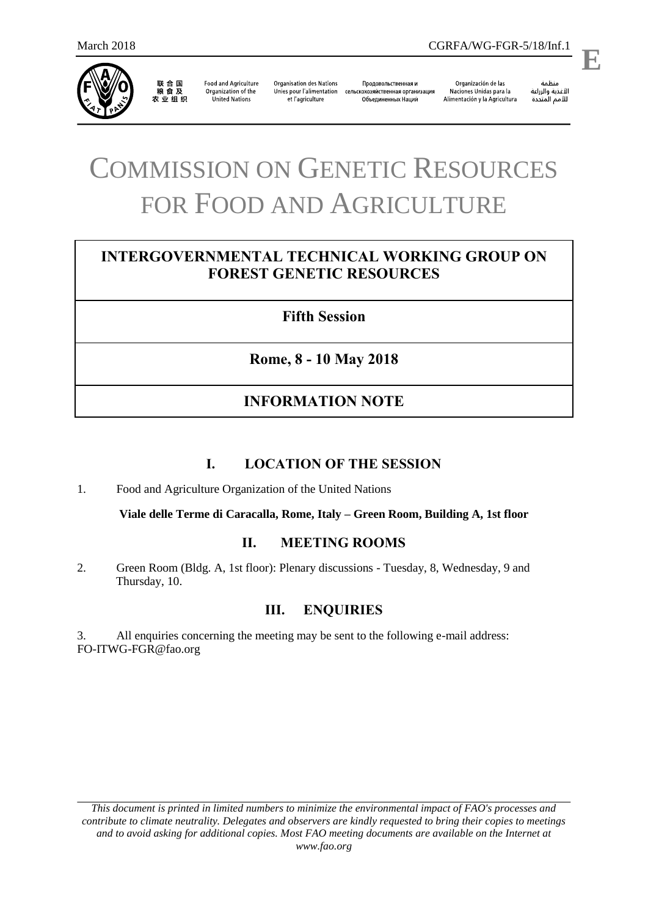March 2018 CGRFA/WG-FGR-5/18/Inf.1

E

联合国粮食及农业组织 | Food and Agriculture Organization of the United Nations | Organisation des Nations Unies pour l'alimentation et l'agriculture | Продовольственная и сельскохозяйственная организация Объединенных Наций | Organización de las Naciones Unidas para la Alimentación y la Agricultura | منظمة الأغذية والزراعة للأمم المتحدة

# COMMISSION ON GENETIC RESOURCES FOR FOOD AND AGRICULTURE

## INTERGOVERNMENTAL TECHNICAL WORKING GROUP ON FOREST GENETIC RESOURCES

**Fifth Session**

**Rome, 8 - 10 May 2018**

**INFORMATION NOTE**

### I. LOCATION OF THE SESSION

1. Food and Agriculture Organization of the United Nations

**Viale delle Terme di Caracalla, Rome, Italy – Green Room, Building A, 1st floor**

### II. MEETING ROOMS

2. Green Room (Bldg. A, 1st floor): Plenary discussions - Tuesday, 8, Wednesday, 9 and Thursday, 10.

### III. ENQUIRIES

3. All enquiries concerning the meeting may be sent to the following e-mail address: FO-ITWG-FGR@fao.org

*This document is printed in limited numbers to minimize the environmental impact of FAO's processes and contribute to climate neutrality. Delegates and observers are kindly requested to bring their copies to meetings and to avoid asking for additional copies. Most FAO meeting documents are available on the Internet at www.fao.org*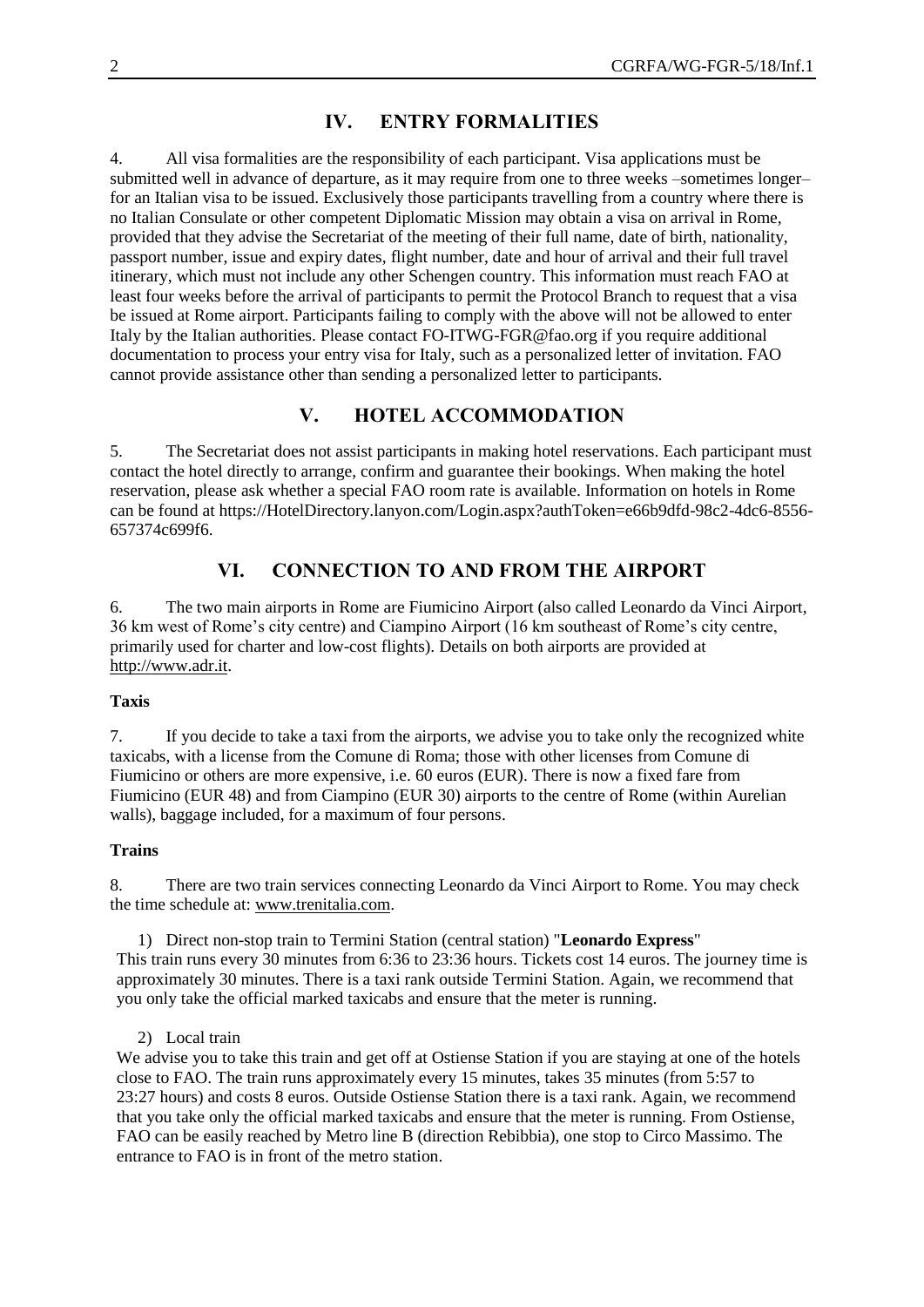## IV. ENTRY FORMALITIES

4. All visa formalities are the responsibility of each participant. Visa applications must be submitted well in advance of departure, as it may require from one to three weeks –sometimes longer– for an Italian visa to be issued. Exclusively those participants travelling from a country where there is no Italian Consulate or other competent Diplomatic Mission may obtain a visa on arrival in Rome, provided that they advise the Secretariat of the meeting of their full name, date of birth, nationality, passport number, issue and expiry dates, flight number, date and hour of arrival and their full travel itinerary, which must not include any other Schengen country. This information must reach FAO at least four weeks before the arrival of participants to permit the Protocol Branch to request that a visa be issued at Rome airport. Participants failing to comply with the above will not be allowed to enter Italy by the Italian authorities. Please contact FO-ITWG-FGR@fao.org if you require additional documentation to process your entry visa for Italy, such as a personalized letter of invitation. FAO cannot provide assistance other than sending a personalized letter to participants.

## V. HOTEL ACCOMMODATION

5. The Secretariat does not assist participants in making hotel reservations. Each participant must contact the hotel directly to arrange, confirm and guarantee their bookings. When making the hotel reservation, please ask whether a special FAO room rate is available. Information on hotels in Rome can be found at https://HotelDirectory.lanyon.com/Login.aspx?authToken=e66b9dfd-98c2-4dc6-8556-657374c699f6.

## VI. CONNECTION TO AND FROM THE AIRPORT

6. The two main airports in Rome are Fiumicino Airport (also called Leonardo da Vinci Airport, 36 km west of Rome's city centre) and Ciampino Airport (16 km southeast of Rome's city centre, primarily used for charter and low-cost flights). Details on both airports are provided at http://www.adr.it.

**Taxis**

7. If you decide to take a taxi from the airports, we advise you to take only the recognized white taxicabs, with a license from the Comune di Roma; those with other licenses from Comune di Fiumicino or others are more expensive, i.e. 60 euros (EUR). There is now a fixed fare from Fiumicino (EUR 48) and from Ciampino (EUR 30) airports to the centre of Rome (within Aurelian walls), baggage included, for a maximum of four persons.

**Trains**

8. There are two train services connecting Leonardo da Vinci Airport to Rome. You may check the time schedule at: www.trenitalia.com.

1) Direct non-stop train to Termini Station (central station) "**Leonardo Express**"
This train runs every 30 minutes from 6:36 to 23:36 hours. Tickets cost 14 euros. The journey time is approximately 30 minutes. There is a taxi rank outside Termini Station. Again, we recommend that you only take the official marked taxicabs and ensure that the meter is running.

2) Local train
We advise you to take this train and get off at Ostiense Station if you are staying at one of the hotels close to FAO. The train runs approximately every 15 minutes, takes 35 minutes (from 5:57 to 23:27 hours) and costs 8 euros. Outside Ostiense Station there is a taxi rank. Again, we recommend that you take only the official marked taxicabs and ensure that the meter is running. From Ostiense, FAO can be easily reached by Metro line B (direction Rebibbia), one stop to Circo Massimo. The entrance to FAO is in front of the metro station.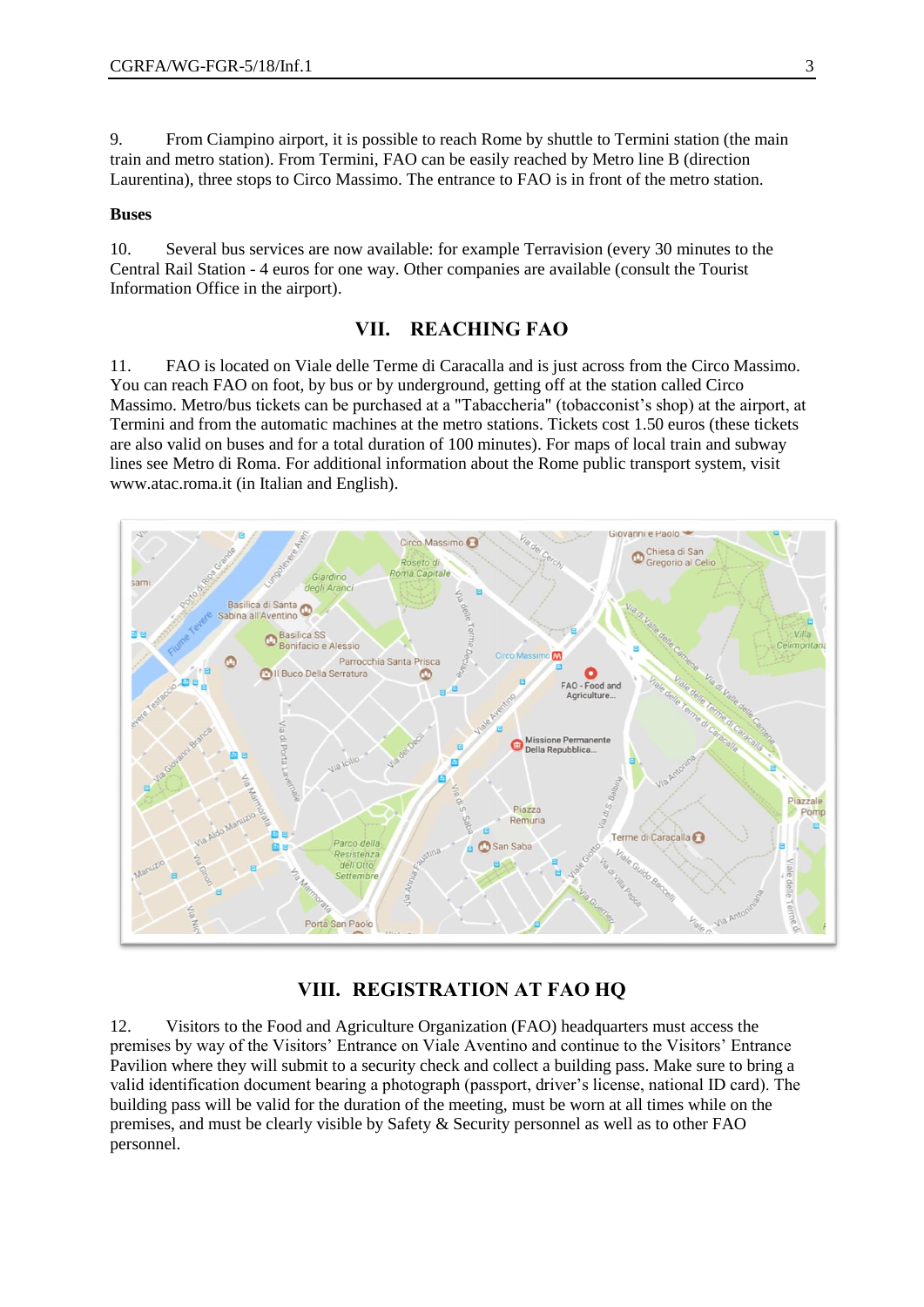9. From Ciampino airport, it is possible to reach Rome by shuttle to Termini station (the main train and metro station). From Termini, FAO can be easily reached by Metro line B (direction Laurentina), three stops to Circo Massimo. The entrance to FAO is in front of the metro station.

**Buses**

10. Several bus services are now available: for example Terravision (every 30 minutes to the Central Rail Station - 4 euros for one way. Other companies are available (consult the Tourist Information Office in the airport).

## VII. REACHING FAO

11. FAO is located on Viale delle Terme di Caracalla and is just across from the Circo Massimo. You can reach FAO on foot, by bus or by underground, getting off at the station called Circo Massimo. Metro/bus tickets can be purchased at a "Tabaccheria" (tobacconist's shop) at the airport, at Termini and from the automatic machines at the metro stations. Tickets cost 1.50 euros (these tickets are also valid on buses and for a total duration of 100 minutes). For maps of local train and subway lines see Metro di Roma. For additional information about the Rome public transport system, visit www.atac.roma.it (in Italian and English).

## VIII. REGISTRATION AT FAO HQ

12. Visitors to the Food and Agriculture Organization (FAO) headquarters must access the premises by way of the Visitors' Entrance on Viale Aventino and continue to the Visitors' Entrance Pavilion where they will submit to a security check and collect a building pass. Make sure to bring a valid identification document bearing a photograph (passport, driver's license, national ID card). The building pass will be valid for the duration of the meeting, must be worn at all times while on the premises, and must be clearly visible by Safety & Security personnel as well as to other FAO personnel.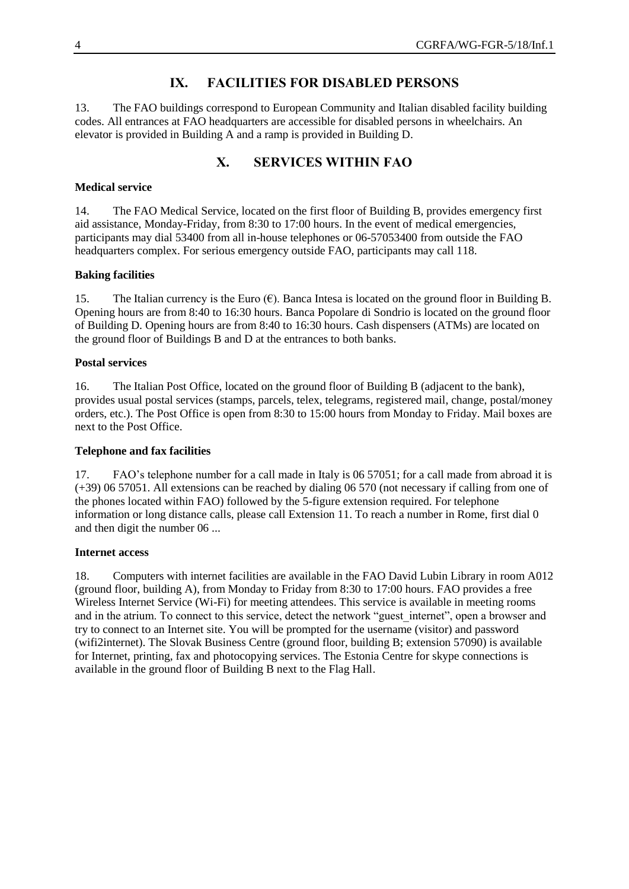## IX. FACILITIES FOR DISABLED PERSONS

13. The FAO buildings correspond to European Community and Italian disabled facility building codes. All entrances at FAO headquarters are accessible for disabled persons in wheelchairs. An elevator is provided in Building A and a ramp is provided in Building D.

## X. SERVICES WITHIN FAO

**Medical service**

14. The FAO Medical Service, located on the first floor of Building B, provides emergency first aid assistance, Monday-Friday, from 8:30 to 17:00 hours. In the event of medical emergencies, participants may dial 53400 from all in-house telephones or 06-57053400 from outside the FAO headquarters complex. For serious emergency outside FAO, participants may call 118.

**Baking facilities**

15. The Italian currency is the Euro (€). Banca Intesa is located on the ground floor in Building B. Opening hours are from 8:40 to 16:30 hours. Banca Popolare di Sondrio is located on the ground floor of Building D. Opening hours are from 8:40 to 16:30 hours. Cash dispensers (ATMs) are located on the ground floor of Buildings B and D at the entrances to both banks.

**Postal services**

16. The Italian Post Office, located on the ground floor of Building B (adjacent to the bank), provides usual postal services (stamps, parcels, telex, telegrams, registered mail, change, postal/money orders, etc.). The Post Office is open from 8:30 to 15:00 hours from Monday to Friday. Mail boxes are next to the Post Office.

**Telephone and fax facilities**

17. FAO's telephone number for a call made in Italy is 06 57051; for a call made from abroad it is (+39) 06 57051. All extensions can be reached by dialing 06 570 (not necessary if calling from one of the phones located within FAO) followed by the 5-figure extension required. For telephone information or long distance calls, please call Extension 11. To reach a number in Rome, first dial 0 and then digit the number 06 ...

**Internet access**

18. Computers with internet facilities are available in the FAO David Lubin Library in room A012 (ground floor, building A), from Monday to Friday from 8:30 to 17:00 hours. FAO provides a free Wireless Internet Service (Wi-Fi) for meeting attendees. This service is available in meeting rooms and in the atrium. To connect to this service, detect the network "guest_internet", open a browser and try to connect to an Internet site. You will be prompted for the username (visitor) and password (wifi2internet). The Slovak Business Centre (ground floor, building B; extension 57090) is available for Internet, printing, fax and photocopying services. The Estonia Centre for skype connections is available in the ground floor of Building B next to the Flag Hall.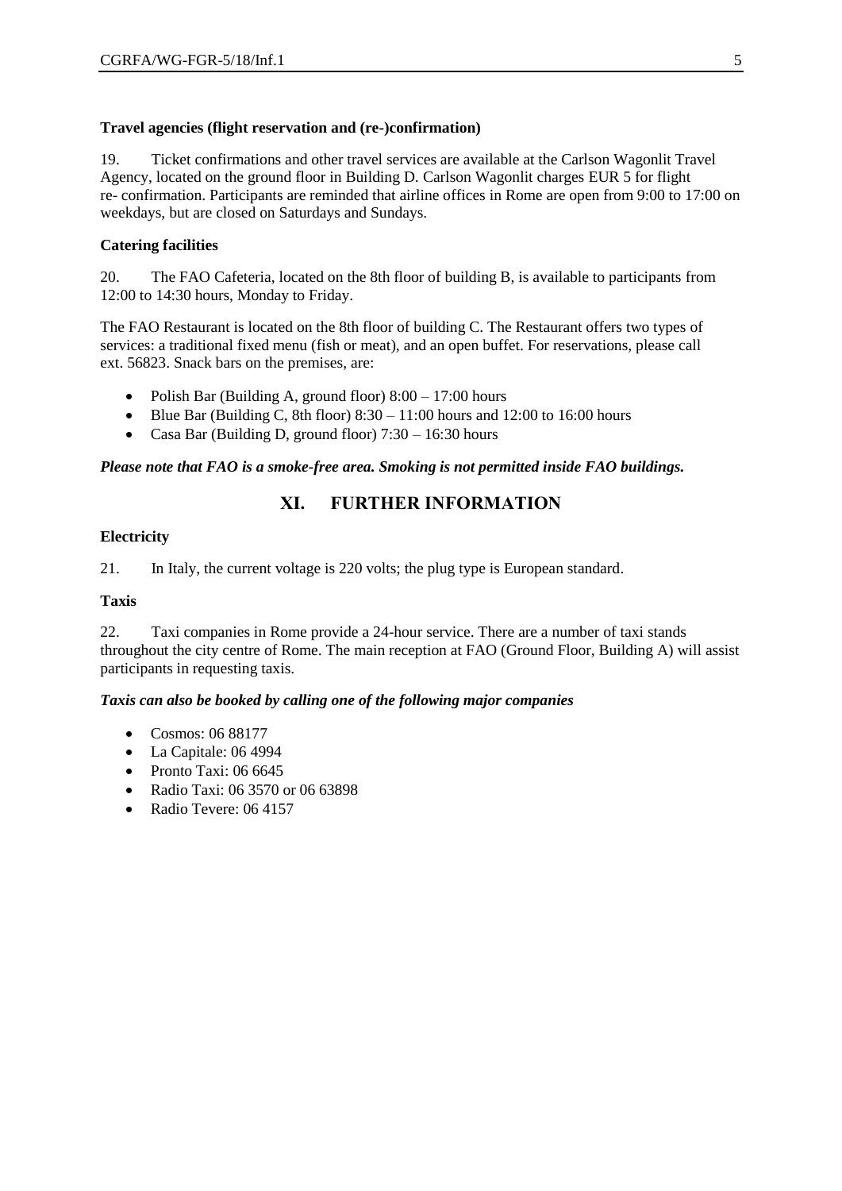### Travel agencies (flight reservation and (re-)confirmation)

19. Ticket confirmations and other travel services are available at the Carlson Wagonlit Travel Agency, located on the ground floor in Building D. Carlson Wagonlit charges EUR 5 for flight re- confirmation. Participants are reminded that airline offices in Rome are open from 9:00 to 17:00 on weekdays, but are closed on Saturdays and Sundays.

### Catering facilities

20. The FAO Cafeteria, located on the 8th floor of building B, is available to participants from 12:00 to 14:30 hours, Monday to Friday.

The FAO Restaurant is located on the 8th floor of building C. The Restaurant offers two types of services: a traditional fixed menu (fish or meat), and an open buffet. For reservations, please call ext. 56823. Snack bars on the premises, are:

- Polish Bar (Building A, ground floor) 8:00 – 17:00 hours
- Blue Bar (Building C, 8th floor) 8:30 – 11:00 hours and 12:00 to 16:00 hours
- Casa Bar (Building D, ground floor) 7:30 – 16:30 hours

***Please note that FAO is a smoke-free area. Smoking is not permitted inside FAO buildings.***

## XI. FURTHER INFORMATION

### Electricity

21. In Italy, the current voltage is 220 volts; the plug type is European standard.

### Taxis

22. Taxi companies in Rome provide a 24-hour service. There are a number of taxi stands throughout the city centre of Rome. The main reception at FAO (Ground Floor, Building A) will assist participants in requesting taxis.

***Taxis can also be booked by calling one of the following major companies***

- Cosmos: 06 88177
- La Capitale: 06 4994
- Pronto Taxi: 06 6645
- Radio Taxi: 06 3570 or 06 63898
- Radio Tevere: 06 4157